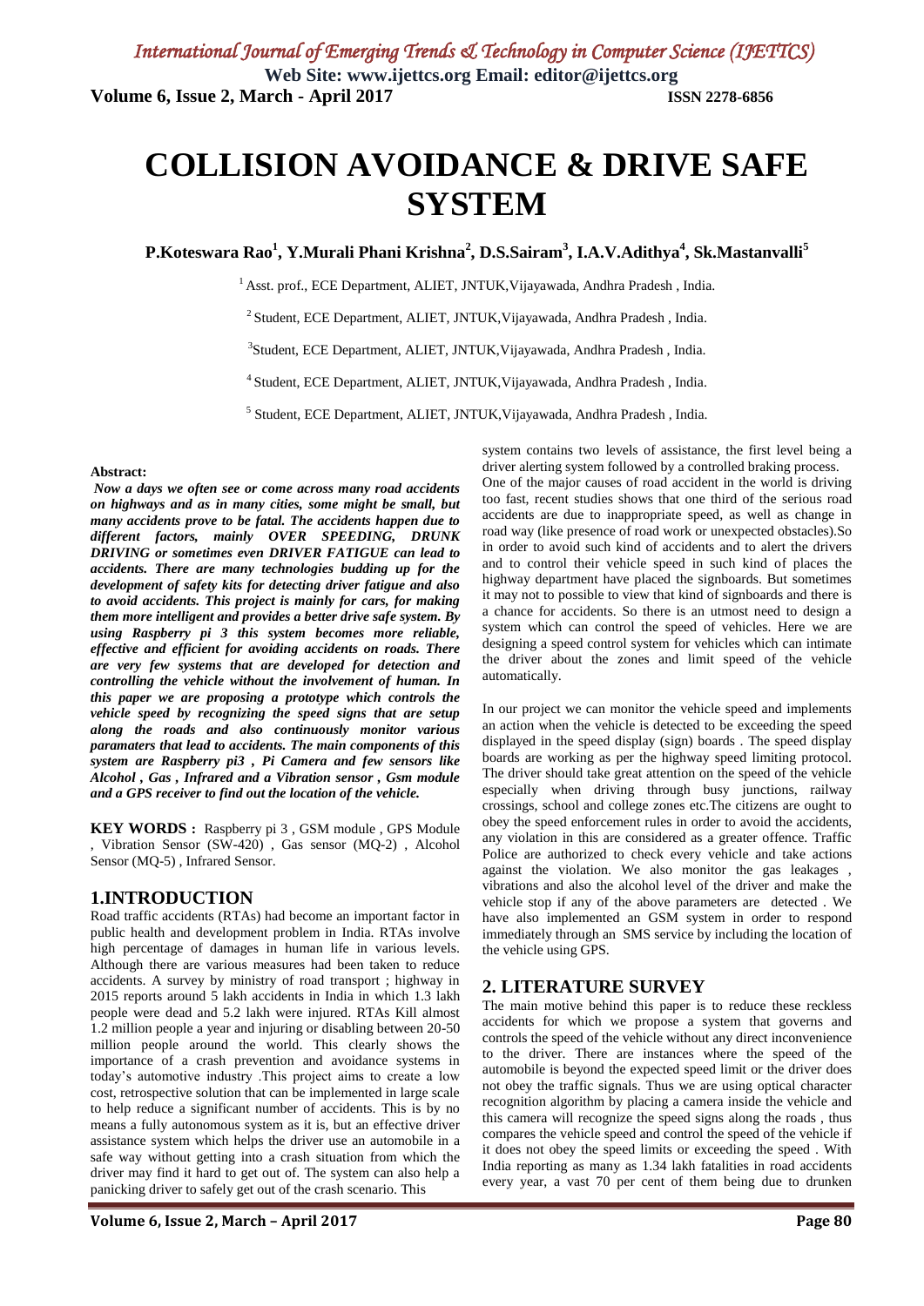# COLLISION AVOIDANCE & DRIVE SAFE SYSTEM

**P.Koteswara Rao[1], Y.Murali Phani Krishna[2], D.S.Sairam[3], I.A.V.Adithya[4], Sk.Mastanvalli[5]**

[1] Asst. prof., ECE Department, ALIET, JNTUK,Vijayawada, Andhra Pradesh , India.

[2] Student, ECE Department, ALIET, JNTUK,Vijayawada, Andhra Pradesh , India.

[3] Student, ECE Department, ALIET, JNTUK,Vijayawada, Andhra Pradesh , India.

[4] Student, ECE Department, ALIET, JNTUK,Vijayawada, Andhra Pradesh , India.

[5] Student, ECE Department, ALIET, JNTUK,Vijayawada, Andhra Pradesh , India.

**Abstract:**

***Now a days we often see or come across many road accidents on highways and as in many cities, some might be small, but many accidents prove to be fatal. The accidents happen due to different factors, mainly OVER SPEEDING, DRUNK DRIVING or sometimes even DRIVER FATIGUE can lead to accidents. There are many technologies budding up for the development of safety kits for detecting driver fatigue and also to avoid accidents. This project is mainly for cars, for making them more intelligent and provides a better drive safe system. By using Raspberry pi 3 this system becomes more reliable, effective and efficient for avoiding accidents on roads. There are very few systems that are developed for detection and controlling the vehicle without the involvement of human. In this paper we are proposing a prototype which controls the vehicle speed by recognizing the speed signs that are setup along the roads and also continuously monitor various paramaters that lead to accidents. The main components of this system are Raspberry pi3 , Pi Camera and few sensors like Alcohol , Gas , Infrared and a Vibration sensor , Gsm module and a GPS receiver to find out the location of the vehicle.***

**KEY WORDS :** Raspberry pi 3 , GSM module , GPS Module , Vibration Sensor (SW-420) , Gas sensor (MQ-2) , Alcohol Sensor (MQ-5) , Infrared Sensor.

## 1.INTRODUCTION

Road traffic accidents (RTAs) had become an important factor in public health and development problem in India. RTAs involve high percentage of damages in human life in various levels. Although there are various measures had been taken to reduce accidents. A survey by ministry of road transport ; highway in 2015 reports around 5 lakh accidents in India in which 1.3 lakh people were dead and 5.2 lakh were injured. RTAs Kill almost 1.2 million people a year and injuring or disabling between 20-50 million people around the world. This clearly shows the importance of a crash prevention and avoidance systems in today's automotive industry .This project aims to create a low cost, retrospective solution that can be implemented in large scale to help reduce a significant number of accidents. This is by no means a fully autonomous system as it is, but an effective driver assistance system which helps the driver use an automobile in a safe way without getting into a crash situation from which the driver may find it hard to get out of. The system can also help a panicking driver to safely get out of the crash scenario. This system contains two levels of assistance, the first level being a driver alerting system followed by a controlled braking process.

One of the major causes of road accident in the world is driving too fast, recent studies shows that one third of the serious road accidents are due to inappropriate speed, as well as change in road way (like presence of road work or unexpected obstacles).So in order to avoid such kind of accidents and to alert the drivers and to control their vehicle speed in such kind of places the highway department have placed the signboards. But sometimes it may not to possible to view that kind of signboards and there is a chance for accidents. So there is an utmost need to design a system which can control the speed of vehicles. Here we are designing a speed control system for vehicles which can intimate the driver about the zones and limit speed of the vehicle automatically.

In our project we can monitor the vehicle speed and implements an action when the vehicle is detected to be exceeding the speed displayed in the speed display (sign) boards . The speed display boards are working as per the highway speed limiting protocol. The driver should take great attention on the speed of the vehicle especially when driving through busy junctions, railway crossings, school and college zones etc.The citizens are ought to obey the speed enforcement rules in order to avoid the accidents, any violation in this are considered as a greater offence. Traffic Police are authorized to check every vehicle and take actions against the violation. We also monitor the gas leakages , vibrations and also the alcohol level of the driver and make the vehicle stop if any of the above parameters are detected . We have also implemented an GSM system in order to respond immediately through an SMS service by including the location of the vehicle using GPS.

## 2. LITERATURE SURVEY

The main motive behind this paper is to reduce these reckless accidents for which we propose a system that governs and controls the speed of the vehicle without any direct inconvenience to the driver. There are instances where the speed of the automobile is beyond the expected speed limit or the driver does not obey the traffic signals. Thus we are using optical character recognition algorithm by placing a camera inside the vehicle and this camera will recognize the speed signs along the roads , thus compares the vehicle speed and control the speed of the vehicle if it does not obey the speed limits or exceeding the speed . With India reporting as many as 1.34 lakh fatalities in road accidents every year, a vast 70 per cent of them being due to drunken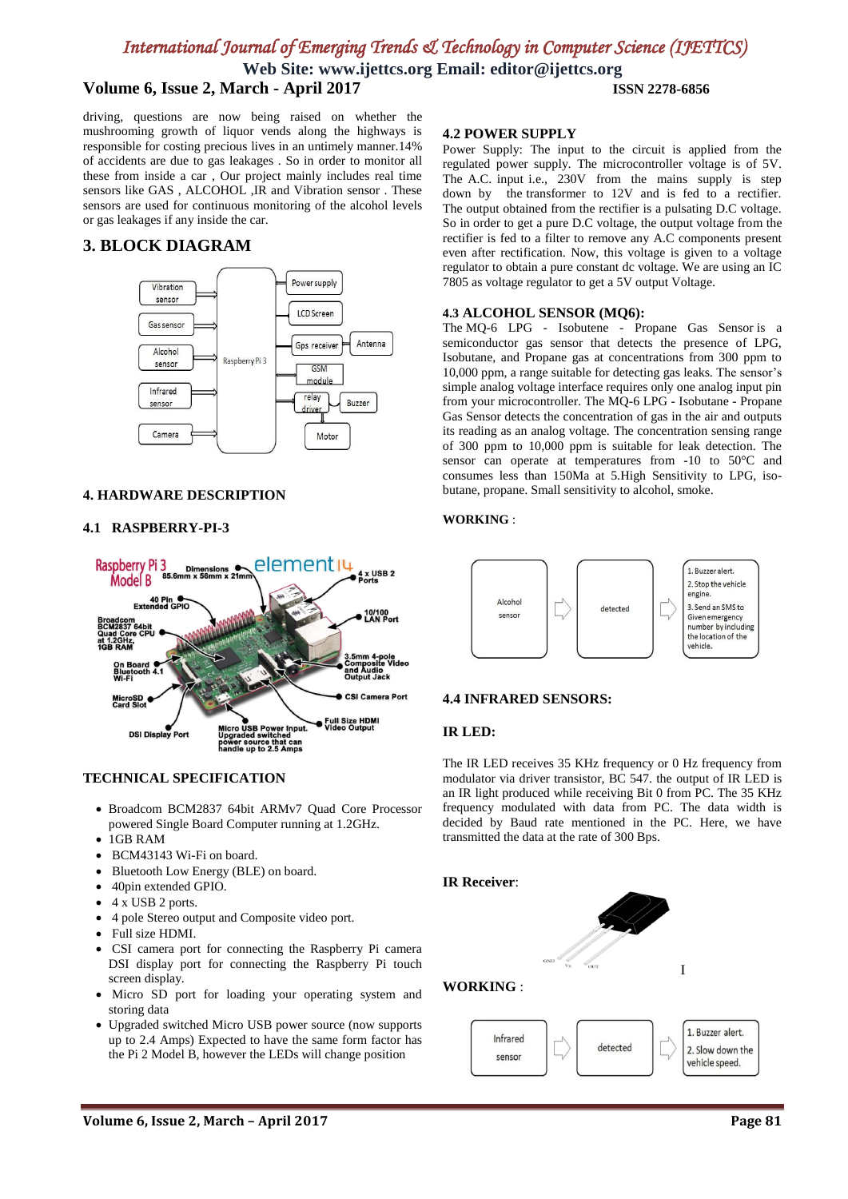driving, questions are now being raised on whether the mushrooming growth of liquor vends along the highways is responsible for costing precious lives in an untimely manner.14% of accidents are due to gas leakages . So in order to monitor all these from inside a car , Our project mainly includes real time sensors like GAS , ALCOHOL ,IR and Vibration sensor . These sensors are used for continuous monitoring of the alcohol levels or gas leakages if any inside the car.

## 3. BLOCK DIAGRAM

### 4. HARDWARE DESCRIPTION

### 4.1 RASPBERRY-PI-3

### TECHNICAL SPECIFICATION

- Broadcom BCM2837 64bit ARMv7 Quad Core Processor powered Single Board Computer running at 1.2GHz.
- 1GB RAM
- BCM43143 Wi-Fi on board.
- Bluetooth Low Energy (BLE) on board.
- 40pin extended GPIO.
- 4 x USB 2 ports.
- 4 pole Stereo output and Composite video port.
- Full size HDMI.
- CSI camera port for connecting the Raspberry Pi camera DSI display port for connecting the Raspberry Pi touch screen display.
- Micro SD port for loading your operating system and storing data
- Upgraded switched Micro USB power source (now supports up to 2.4 Amps) Expected to have the same form factor has the Pi 2 Model B, however the LEDs will change position

### 4.2 POWER SUPPLY

Power Supply: The input to the circuit is applied from the regulated power supply. The microcontroller voltage is of 5V. The A.C. input i.e., 230V from the mains supply is step down by the transformer to 12V and is fed to a rectifier. The output obtained from the rectifier is a pulsating D.C voltage. So in order to get a pure D.C voltage, the output voltage from the rectifier is fed to a filter to remove any A.C components present even after rectification. Now, this voltage is given to a voltage regulator to obtain a pure constant dc voltage. We are using an IC 7805 as voltage regulator to get a 5V output Voltage.

### 4.3 ALCOHOL SENSOR (MQ6):

The MQ-6 LPG - Isobutene - Propane Gas Sensor is a semiconductor gas sensor that detects the presence of LPG, Isobutane, and Propane gas at concentrations from 300 ppm to 10,000 ppm, a range suitable for detecting gas leaks. The sensor's simple analog voltage interface requires only one analog input pin from your microcontroller. The MQ-6 LPG - Isobutane - Propane Gas Sensor detects the concentration of gas in the air and outputs its reading as an analog voltage. The concentration sensing range of 300 ppm to 10,000 ppm is suitable for leak detection. The sensor can operate at temperatures from -10 to 50°C and consumes less than 150Ma at 5.High Sensitivity to LPG, iso-butane, propane. Small sensitivity to alcohol, smoke.

**WORKING** :

### 4.4 INFRARED SENSORS:

**IR LED:**

The IR LED receives 35 KHz frequency or 0 Hz frequency from modulator via driver transistor, BC 547. the output of IR LED is an IR light produced while receiving Bit 0 from PC. The 35 KHz frequency modulated with data from PC. The data width is decided by Baud rate mentioned in the PC. Here, we have transmitted the data at the rate of 300 Bps.

**IR Receiver**:

**WORKING** :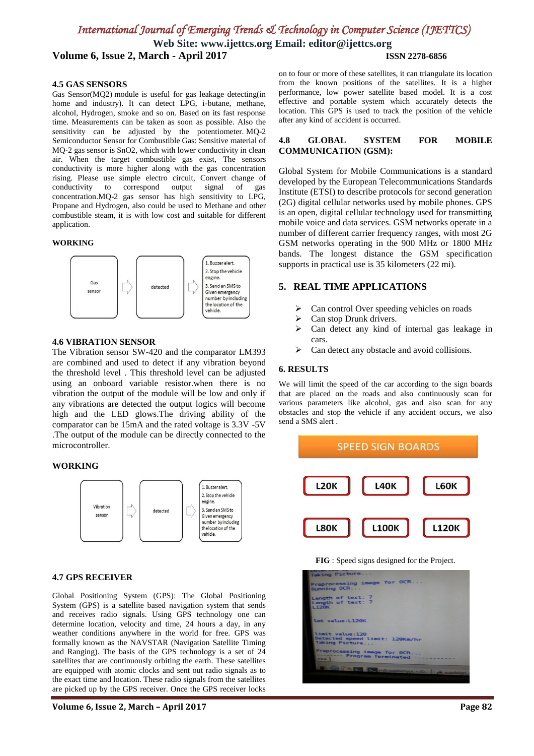### 4.5 GAS SENSORS

Gas Sensor(MQ2) module is useful for gas leakage detecting(in home and industry). It can detect LPG, i-butane, methane, alcohol, Hydrogen, smoke and so on. Based on its fast response time. Measurements can be taken as soon as possible. Also the sensitivity can be adjusted by the potentiometer. MQ-2 Semiconductor Sensor for Combustible Gas: Sensitive material of MQ-2 gas sensor is SnO2, which with lower conductivity in clean air. When the target combustible gas exist, The sensors conductivity is more higher along with the gas concentration rising. Please use simple electro circuit, Convert change of conductivity to correspond output signal of gas concentration.MQ-2 gas sensor has high sensitivity to LPG, Propane and Hydrogen, also could be used to Methane and other combustible steam, it is with low cost and suitable for different application.

**WORKING**

Gas sensor → detected → 1. Buzzer alert. 2. Stop the vehicle engine. 3. Send an SMS to Given emergency number by including the location of the vehicle.

### 4.6 VIBRATION SENSOR

The Vibration sensor SW-420 and the comparator LM393 are combined and used to detect if any vibration beyond the threshold level . This threshold level can be adjusted using an onboard variable resistor.when there is no vibration the output of the module will be low and only if any vibrations are detected the output logics will become high and the LED glows.The driving ability of the comparator can be 15mA and the rated voltage is 3.3V -5V .The output of the module can be directly connected to the microcontroller.

**WORKING**

Vibration sensor → detected → 1. Buzzer alert. 2. Stop the vehicle engine. 3. Send an SMS to Given emergency number by including the location of the vehicle.

### 4.7 GPS RECEIVER

Global Positioning System (GPS): The Global Positioning System (GPS) is a satellite based navigation system that sends and receives radio signals. Using GPS technology one can determine location, velocity and time, 24 hours a day, in any weather conditions anywhere in the world for free. GPS was formally known as the NAVSTAR (Navigation Satellite Timing and Ranging). The basis of the GPS technology is a set of 24 satellites that are continuously orbiting the earth. These satellites are equipped with atomic clocks and sent out radio signals as to the exact time and location. These radio signals from the satellites are picked up by the GPS receiver. Once the GPS receiver locks on to four or more of these satellites, it can triangulate its location from the known positions of the satellites. It is a higher performance, low power satellite based model. It is a cost effective and portable system which accurately detects the location. This GPS is used to track the position of the vehicle after any kind of accident is occurred.

### 4.8 GLOBAL SYSTEM FOR MOBILE COMMUNICATION (GSM):

Global System for Mobile Communications is a standard developed by the European Telecommunications Standards Institute (ETSI) to describe protocols for second generation (2G) digital cellular networks used by mobile phones. GPS is an open, digital cellular technology used for transmitting mobile voice and data services. GSM networks operate in a number of different carrier frequency ranges, with most 2G GSM networks operating in the 900 MHz or 1800 MHz bands. The longest distance the GSM specification supports in practical use is 35 kilometers (22 mi).

## 5. REAL TIME APPLICATIONS

- Can control Over speeding vehicles on roads
- Can stop Drunk drivers.
- Can detect any kind of internal gas leakage in cars.
- Can detect any obstacle and avoid collisions.

## 6. RESULTS

We will limit the speed of the car according to the sign boards that are placed on the roads and also continuously scan for various parameters like alcohol, gas and also scan for any obstacles and stop the vehicle if any accident occurs, we also send a SMS alert .

SPEED SIGN BOARDS

L20K L40K L60K

L80K L100K L120K

**FIG** : Speed signs designed for the Project.

```
Taking Picture...
Preprocessing image for OCR...
Running OCR...
Length of text: 7
Length of text: 7
L120K

lmt value:L120K

limit value:120
Detected speed limit: 120Km/hr
Taking Picture...
Preprocessing image for OCR...
--------- Program Terminated ----------
```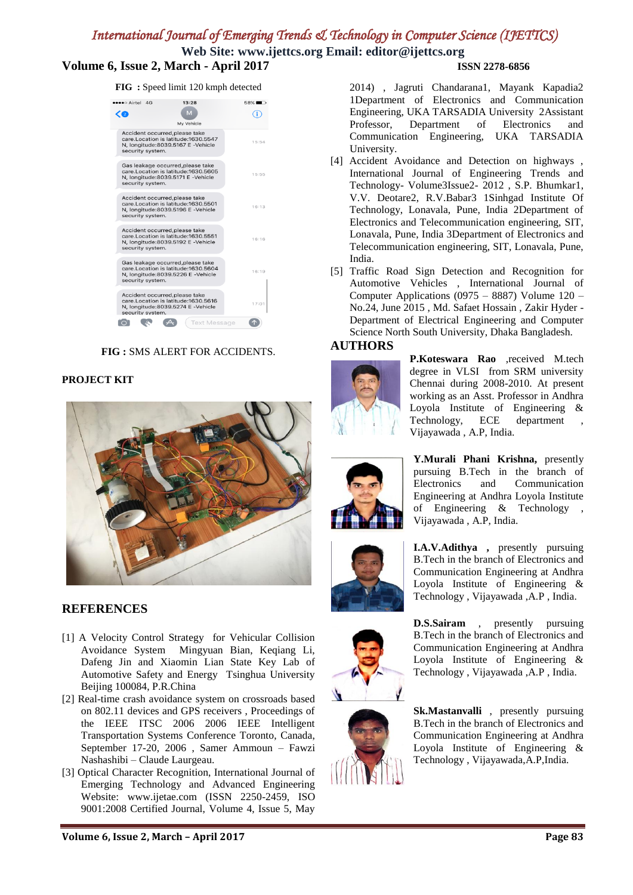**FIG :** Speed limit 120 kmph detected

**FIG :** SMS ALERT FOR ACCIDENTS.

**PROJECT KIT**

## REFERENCES

[1] A Velocity Control Strategy for Vehicular Collision Avoidance System Mingyuan Bian, Keqiang Li, Dafeng Jin and Xiaomin Lian State Key Lab of Automotive Safety and Energy Tsinghua University Beijing 100084, P.R.China

[2] Real-time crash avoidance system on crossroads based on 802.11 devices and GPS receivers , Proceedings of the IEEE ITSC 2006 2006 IEEE Intelligent Transportation Systems Conference Toronto, Canada, September 17-20, 2006 , Samer Ammoun – Fawzi Nashashibi – Claude Laurgeau.

[3] Optical Character Recognition, International Journal of Emerging Technology and Advanced Engineering Website: www.ijetae.com (ISSN 2250-2459, ISO 9001:2008 Certified Journal, Volume 4, Issue 5, May 2014) , Jagruti Chandarana1, Mayank Kapadia2 1Department of Electronics and Communication Engineering, UKA TARSADIA University 2Assistant Professor, Department of Electronics and Communication Engineering, UKA TARSADIA University.

[4] Accident Avoidance and Detection on highways , International Journal of Engineering Trends and Technology- Volume3Issue2- 2012 , S.P. Bhumkar1, V.V. Deotare2, R.V.Babar3 1Sinhgad Institute Of Technology, Lonavala, Pune, India 2Department of Electronics and Telecommunication engineering, SIT, Lonavala, Pune, India 3Department of Electronics and Telecommunication engineering, SIT, Lonavala, Pune, India.

[5] Traffic Road Sign Detection and Recognition for Automotive Vehicles , International Journal of Computer Applications (0975 – 8887) Volume 120 – No.24, June 2015 , Md. Safaet Hossain , Zakir Hyder - Department of Electrical Engineering and Computer Science North South University, Dhaka Bangladesh.

## AUTHORS

**P.Koteswara Rao** ,received M.tech degree in VLSI from SRM university Chennai during 2008-2010. At present working as an Asst. Professor in Andhra Loyola Institute of Engineering & Technology, ECE department , Vijayawada , A.P, India.

**Y.Murali Phani Krishna,** presently pursuing B.Tech in the branch of Electronics and Communication Engineering at Andhra Loyola Institute of Engineering & Technology , Vijayawada , A.P, India.

**I.A.V.Adithya ,** presently pursuing B.Tech in the branch of Electronics and Communication Engineering at Andhra Loyola Institute of Engineering & Technology , Vijayawada ,A.P , India.

**D.S.Sairam** , presently pursuing B.Tech in the branch of Electronics and Communication Engineering at Andhra Loyola Institute of Engineering & Technology , Vijayawada ,A.P , India.

**Sk.Mastanvalli** , presently pursuing B.Tech in the branch of Electronics and Communication Engineering at Andhra Loyola Institute of Engineering & Technology , Vijayawada,A.P,India.